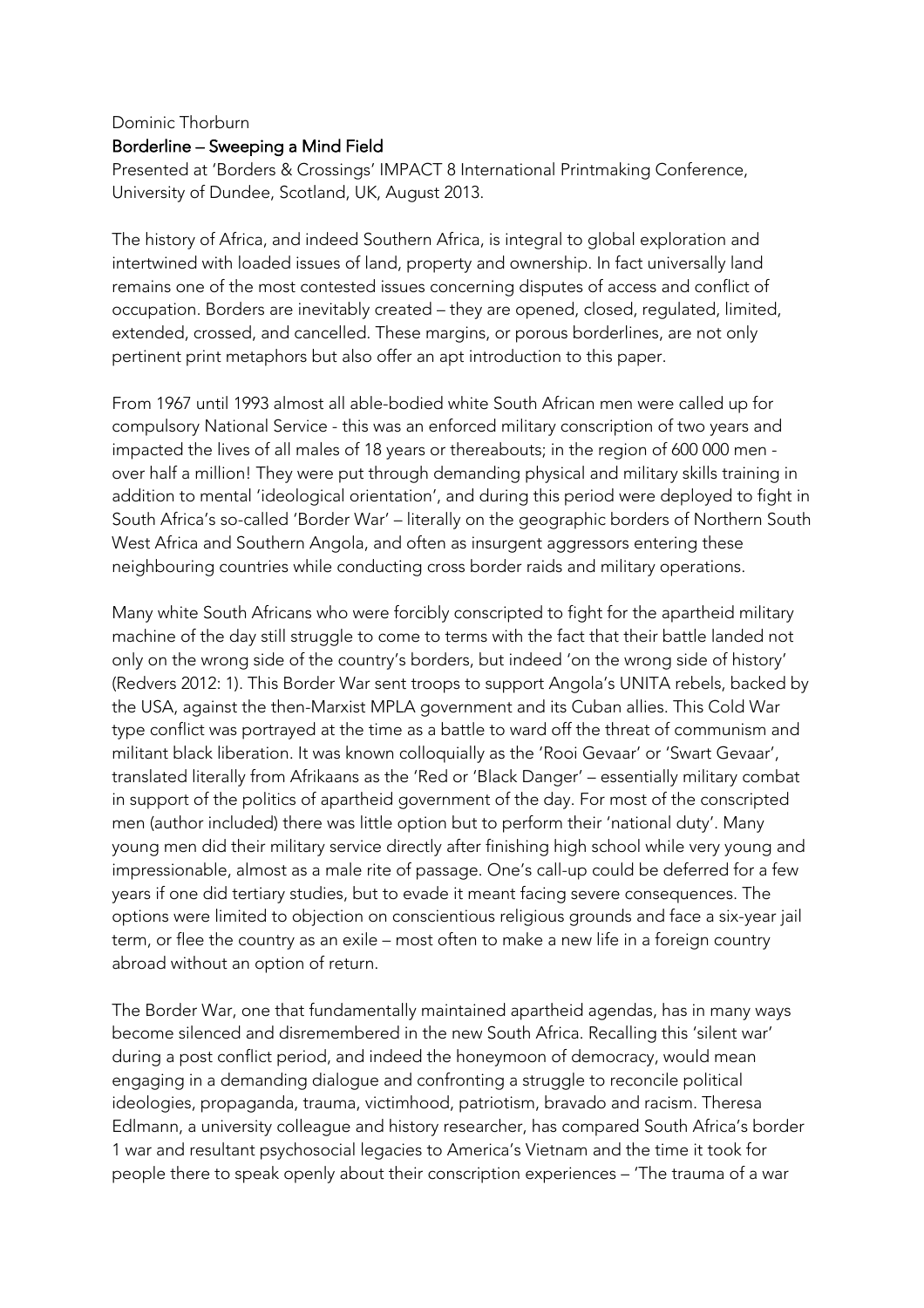Dominic Thorburn

**Borderline – Sweeping a Mind Field**

Presented at 'Borders & Crossings' IMPACT 8 International Printmaking Conference, University of Dundee, Scotland, UK, August 2013.

The history of Africa, and indeed Southern Africa, is integral to global exploration and intertwined with loaded issues of land, property and ownership. In fact universally land remains one of the most contested issues concerning disputes of access and conflict of occupation. Borders are inevitably created – they are opened, closed, regulated, limited, extended, crossed, and cancelled. These margins, or porous borderlines, are not only pertinent print metaphors but also offer an apt introduction to this paper.

From 1967 until 1993 almost all able-bodied white South African men were called up for compulsory National Service - this was an enforced military conscription of two years and impacted the lives of all males of 18 years or thereabouts; in the region of 600 000 men - over half a million! They were put through demanding physical and military skills training in addition to mental 'ideological orientation', and during this period were deployed to fight in South Africa's so-called 'Border War' – literally on the geographic borders of Northern South West Africa and Southern Angola, and often as insurgent aggressors entering these neighbouring countries while conducting cross border raids and military operations.

Many white South Africans who were forcibly conscripted to fight for the apartheid military machine of the day still struggle to come to terms with the fact that their battle landed not only on the wrong side of the country's borders, but indeed 'on the wrong side of history' (Redvers 2012: 1). This Border War sent troops to support Angola's UNITA rebels, backed by the USA, against the then-Marxist MPLA government and its Cuban allies. This Cold War type conflict was portrayed at the time as a battle to ward off the threat of communism and militant black liberation. It was known colloquially as the 'Rooi Gevaar' or 'Swart Gevaar', translated literally from Afrikaans as the 'Red or 'Black Danger' – essentially military combat in support of the politics of apartheid government of the day. For most of the conscripted men (author included) there was little option but to perform their 'national duty'. Many young men did their military service directly after finishing high school while very young and impressionable, almost as a male rite of passage. One's call-up could be deferred for a few years if one did tertiary studies, but to evade it meant facing severe consequences. The options were limited to objection on conscientious religious grounds and face a six-year jail term, or flee the country as an exile – most often to make a new life in a foreign country abroad without an option of return.

The Border War, one that fundamentally maintained apartheid agendas, has in many ways become silenced and disremembered in the new South Africa. Recalling this 'silent war' during a post conflict period, and indeed the honeymoon of democracy, would mean engaging in a demanding dialogue and confronting a struggle to reconcile political ideologies, propaganda, trauma, victimhood, patriotism, bravado and racism. Theresa Edlmann, a university colleague and history researcher, has compared South Africa's border war and resultant psychosocial legacies to America's Vietnam and the time it took for people there to speak openly about their conscription experiences – 'The trauma of a war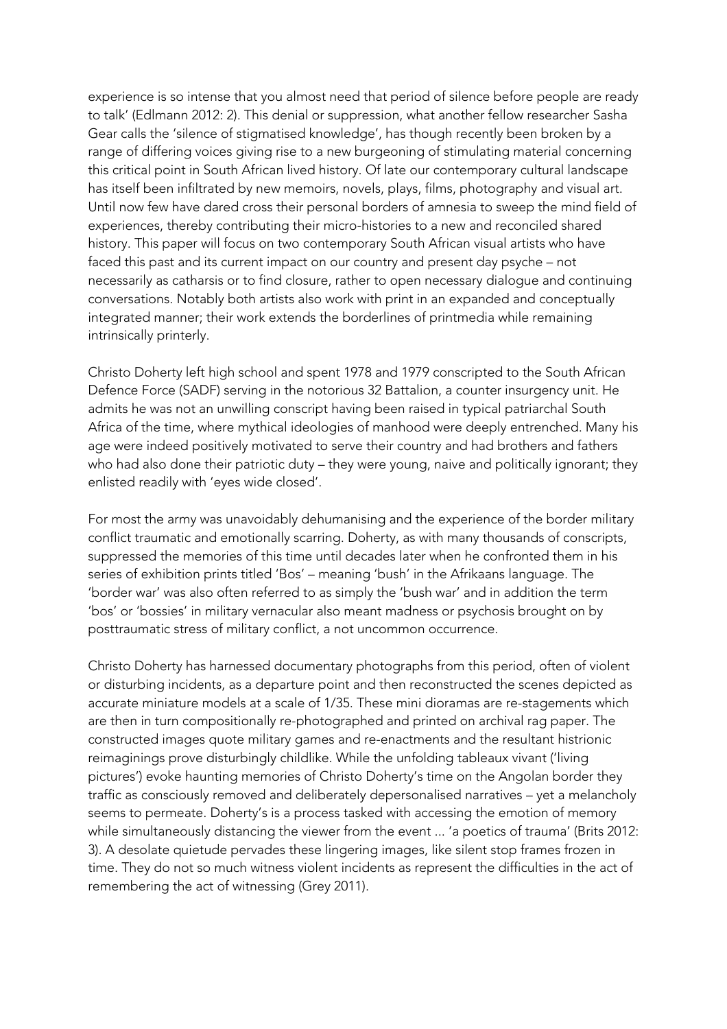experience is so intense that you almost need that period of silence before people are ready to talk' (Edlmann 2012: 2). This denial or suppression, what another fellow researcher Sasha Gear calls the 'silence of stigmatised knowledge', has though recently been broken by a range of differing voices giving rise to a new burgeoning of stimulating material concerning this critical point in South African lived history. Of late our contemporary cultural landscape has itself been infiltrated by new memoirs, novels, plays, films, photography and visual art. Until now few have dared cross their personal borders of amnesia to sweep the mind field of experiences, thereby contributing their micro-histories to a new and reconciled shared history. This paper will focus on two contemporary South African visual artists who have faced this past and its current impact on our country and present day psyche – not necessarily as catharsis or to find closure, rather to open necessary dialogue and continuing conversations. Notably both artists also work with print in an expanded and conceptually integrated manner; their work extends the borderlines of printmedia while remaining intrinsically printerly.

Christo Doherty left high school and spent 1978 and 1979 conscripted to the South African Defence Force (SADF) serving in the notorious 32 Battalion, a counter insurgency unit. He admits he was not an unwilling conscript having been raised in typical patriarchal South Africa of the time, where mythical ideologies of manhood were deeply entrenched. Many his age were indeed positively motivated to serve their country and had brothers and fathers who had also done their patriotic duty – they were young, naive and politically ignorant; they enlisted readily with 'eyes wide closed'.

For most the army was unavoidably dehumanising and the experience of the border military conflict traumatic and emotionally scarring. Doherty, as with many thousands of conscripts, suppressed the memories of this time until decades later when he confronted them in his series of exhibition prints titled 'Bos' – meaning 'bush' in the Afrikaans language. The 'border war' was also often referred to as simply the 'bush war' and in addition the term 'bos' or 'bossies' in military vernacular also meant madness or psychosis brought on by posttraumatic stress of military conflict, a not uncommon occurrence.

Christo Doherty has harnessed documentary photographs from this period, often of violent or disturbing incidents, as a departure point and then reconstructed the scenes depicted as accurate miniature models at a scale of 1/35. These mini dioramas are re-stagements which are then in turn compositionally re-photographed and printed on archival rag paper. The constructed images quote military games and re-enactments and the resultant histrionic reimaginings prove disturbingly childlike. While the unfolding tableaux vivant ('living pictures') evoke haunting memories of Christo Doherty's time on the Angolan border they traffic as consciously removed and deliberately depersonalised narratives – yet a melancholy seems to permeate. Doherty's is a process tasked with accessing the emotion of memory while simultaneously distancing the viewer from the event ... 'a poetics of trauma' (Brits 2012: 3). A desolate quietude pervades these lingering images, like silent stop frames frozen in time. They do not so much witness violent incidents as represent the difficulties in the act of remembering the act of witnessing (Grey 2011).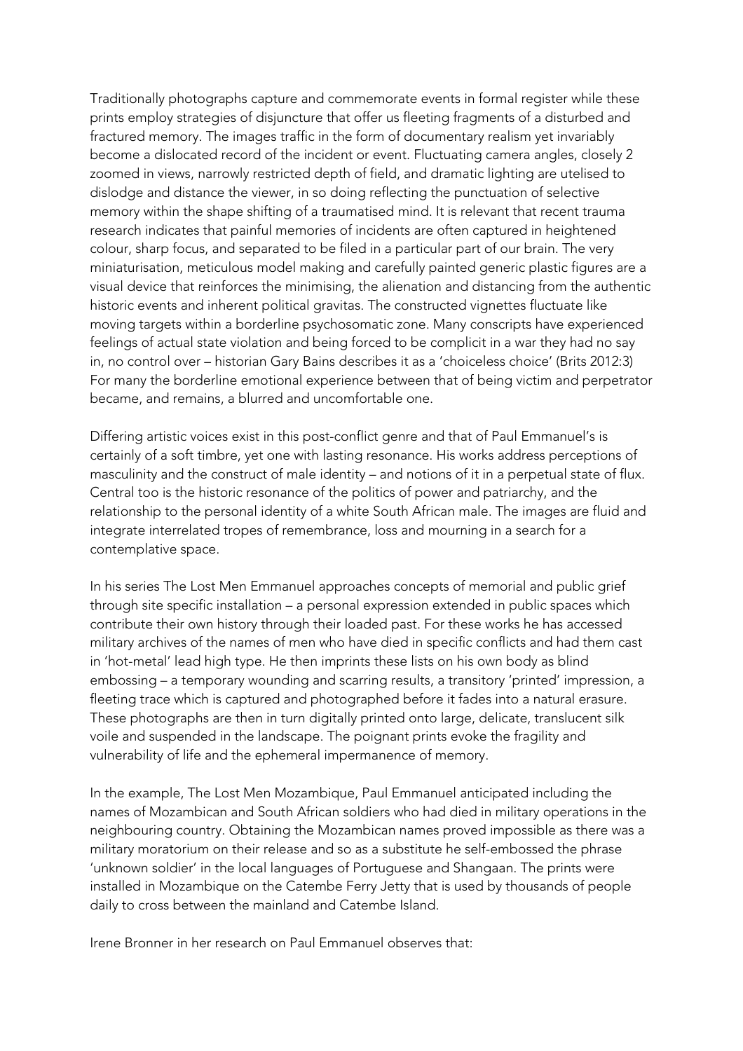Traditionally photographs capture and commemorate events in formal register while these prints employ strategies of disjuncture that offer us fleeting fragments of a disturbed and fractured memory. The images traffic in the form of documentary realism yet invariably become a dislocated record of the incident or event. Fluctuating camera angles, closely 2 zoomed in views, narrowly restricted depth of field, and dramatic lighting are utelised to dislodge and distance the viewer, in so doing reflecting the punctuation of selective memory within the shape shifting of a traumatised mind. It is relevant that recent trauma research indicates that painful memories of incidents are often captured in heightened colour, sharp focus, and separated to be filed in a particular part of our brain. The very miniaturisation, meticulous model making and carefully painted generic plastic figures are a visual device that reinforces the minimising, the alienation and distancing from the authentic historic events and inherent political gravitas. The constructed vignettes fluctuate like moving targets within a borderline psychosomatic zone. Many conscripts have experienced feelings of actual state violation and being forced to be complicit in a war they had no say in, no control over – historian Gary Bains describes it as a 'choiceless choice' (Brits 2012:3) For many the borderline emotional experience between that of being victim and perpetrator became, and remains, a blurred and uncomfortable one.

Differing artistic voices exist in this post-conflict genre and that of Paul Emmanuel's is certainly of a soft timbre, yet one with lasting resonance. His works address perceptions of masculinity and the construct of male identity – and notions of it in a perpetual state of flux. Central too is the historic resonance of the politics of power and patriarchy, and the relationship to the personal identity of a white South African male. The images are fluid and integrate interrelated tropes of remembrance, loss and mourning in a search for a contemplative space.

In his series The Lost Men Emmanuel approaches concepts of memorial and public grief through site specific installation – a personal expression extended in public spaces which contribute their own history through their loaded past. For these works he has accessed military archives of the names of men who have died in specific conflicts and had them cast in 'hot-metal' lead high type. He then imprints these lists on his own body as blind embossing – a temporary wounding and scarring results, a transitory 'printed' impression, a fleeting trace which is captured and photographed before it fades into a natural erasure. These photographs are then in turn digitally printed onto large, delicate, translucent silk voile and suspended in the landscape. The poignant prints evoke the fragility and vulnerability of life and the ephemeral impermanence of memory.

In the example, The Lost Men Mozambique, Paul Emmanuel anticipated including the names of Mozambican and South African soldiers who had died in military operations in the neighbouring country. Obtaining the Mozambican names proved impossible as there was a military moratorium on their release and so as a substitute he self-embossed the phrase 'unknown soldier' in the local languages of Portuguese and Shangaan. The prints were installed in Mozambique on the Catembe Ferry Jetty that is used by thousands of people daily to cross between the mainland and Catembe Island.

Irene Bronner in her research on Paul Emmanuel observes that: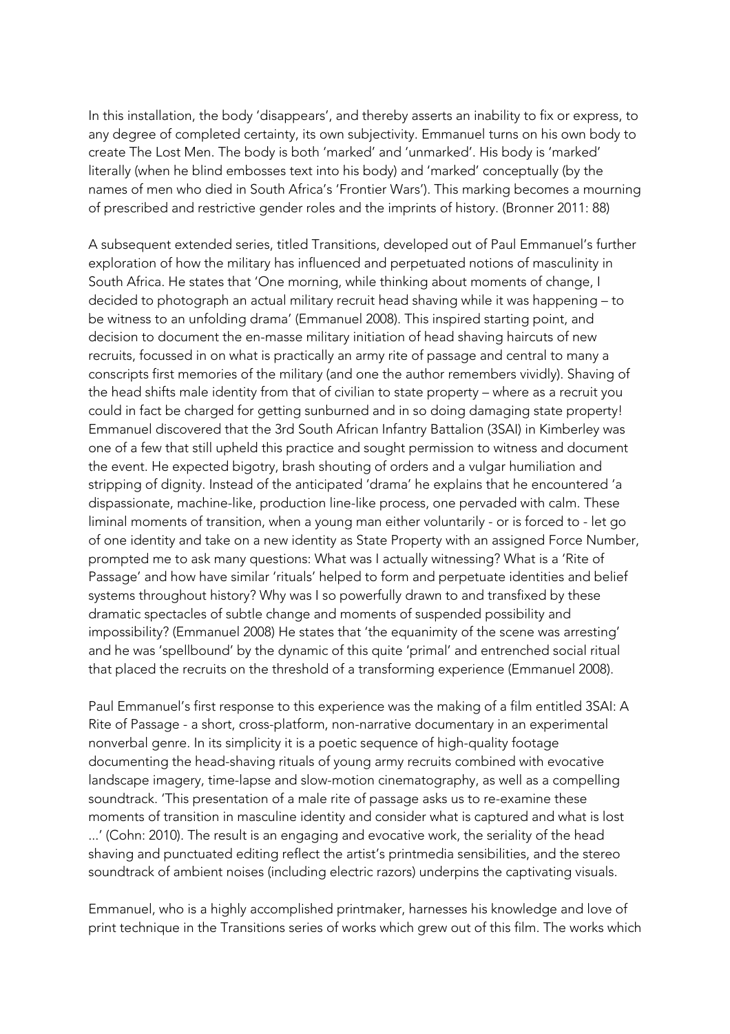In this installation, the body 'disappears', and thereby asserts an inability to fix or express, to any degree of completed certainty, its own subjectivity. Emmanuel turns on his own body to create The Lost Men. The body is both 'marked' and 'unmarked'. His body is 'marked' literally (when he blind embosses text into his body) and 'marked' conceptually (by the names of men who died in South Africa's 'Frontier Wars'). This marking becomes a mourning of prescribed and restrictive gender roles and the imprints of history. (Bronner 2011: 88)

A subsequent extended series, titled Transitions, developed out of Paul Emmanuel's further exploration of how the military has influenced and perpetuated notions of masculinity in South Africa. He states that 'One morning, while thinking about moments of change, I decided to photograph an actual military recruit head shaving while it was happening – to be witness to an unfolding drama' (Emmanuel 2008). This inspired starting point, and decision to document the en-masse military initiation of head shaving haircuts of new recruits, focussed in on what is practically an army rite of passage and central to many a conscripts first memories of the military (and one the author remembers vividly). Shaving of the head shifts male identity from that of civilian to state property – where as a recruit you could in fact be charged for getting sunburned and in so doing damaging state property! Emmanuel discovered that the 3rd South African Infantry Battalion (3SAI) in Kimberley was one of a few that still upheld this practice and sought permission to witness and document the event. He expected bigotry, brash shouting of orders and a vulgar humiliation and stripping of dignity. Instead of the anticipated 'drama' he explains that he encountered 'a dispassionate, machine-like, production line-like process, one pervaded with calm. These liminal moments of transition, when a young man either voluntarily - or is forced to - let go of one identity and take on a new identity as State Property with an assigned Force Number, prompted me to ask many questions: What was I actually witnessing? What is a 'Rite of Passage' and how have similar 'rituals' helped to form and perpetuate identities and belief systems throughout history? Why was I so powerfully drawn to and transfixed by these dramatic spectacles of subtle change and moments of suspended possibility and impossibility? (Emmanuel 2008) He states that 'the equanimity of the scene was arresting' and he was 'spellbound' by the dynamic of this quite 'primal' and entrenched social ritual that placed the recruits on the threshold of a transforming experience (Emmanuel 2008).

Paul Emmanuel's first response to this experience was the making of a film entitled 3SAI: A Rite of Passage - a short, cross-platform, non-narrative documentary in an experimental nonverbal genre. In its simplicity it is a poetic sequence of high-quality footage documenting the head-shaving rituals of young army recruits combined with evocative landscape imagery, time-lapse and slow-motion cinematography, as well as a compelling soundtrack. 'This presentation of a male rite of passage asks us to re-examine these moments of transition in masculine identity and consider what is captured and what is lost ...' (Cohn: 2010). The result is an engaging and evocative work, the seriality of the head shaving and punctuated editing reflect the artist's printmedia sensibilities, and the stereo soundtrack of ambient noises (including electric razors) underpins the captivating visuals.

Emmanuel, who is a highly accomplished printmaker, harnesses his knowledge and love of print technique in the Transitions series of works which grew out of this film. The works which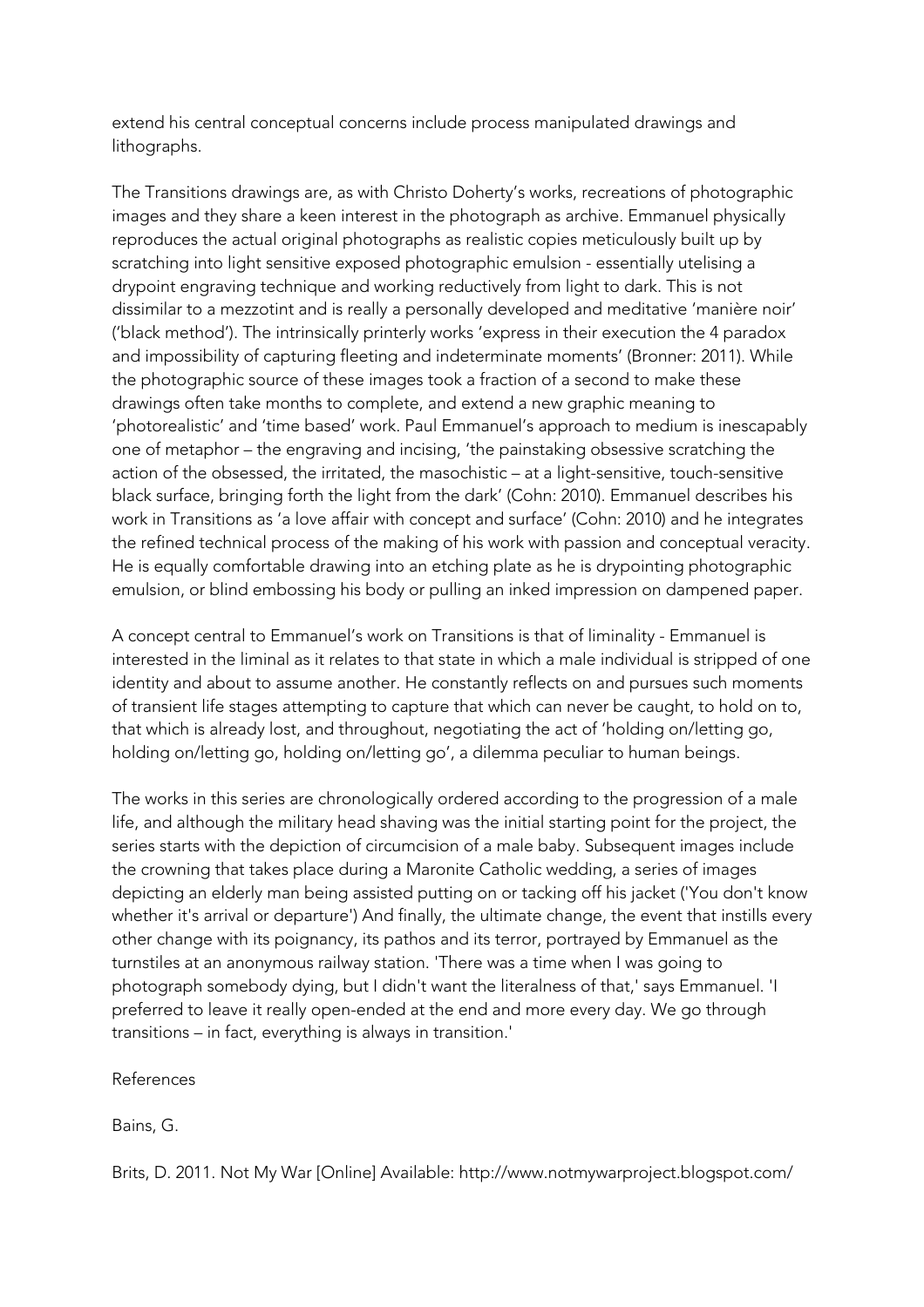extend his central conceptual concerns include process manipulated drawings and lithographs.

The Transitions drawings are, as with Christo Doherty's works, recreations of photographic images and they share a keen interest in the photograph as archive. Emmanuel physically reproduces the actual original photographs as realistic copies meticulously built up by scratching into light sensitive exposed photographic emulsion - essentially utelising a drypoint engraving technique and working reductively from light to dark. This is not dissimilar to a mezzotint and is really a personally developed and meditative 'manière noir' ('black method'). The intrinsically printerly works 'express in their execution the 4 paradox and impossibility of capturing fleeting and indeterminate moments' (Bronner: 2011). While the photographic source of these images took a fraction of a second to make these drawings often take months to complete, and extend a new graphic meaning to 'photorealistic' and 'time based' work. Paul Emmanuel's approach to medium is inescapably one of metaphor – the engraving and incising, 'the painstaking obsessive scratching the action of the obsessed, the irritated, the masochistic – at a light-sensitive, touch-sensitive black surface, bringing forth the light from the dark' (Cohn: 2010). Emmanuel describes his work in Transitions as 'a love affair with concept and surface' (Cohn: 2010) and he integrates the refined technical process of the making of his work with passion and conceptual veracity. He is equally comfortable drawing into an etching plate as he is drypointing photographic emulsion, or blind embossing his body or pulling an inked impression on dampened paper.

A concept central to Emmanuel's work on Transitions is that of liminality - Emmanuel is interested in the liminal as it relates to that state in which a male individual is stripped of one identity and about to assume another. He constantly reflects on and pursues such moments of transient life stages attempting to capture that which can never be caught, to hold on to, that which is already lost, and throughout, negotiating the act of 'holding on/letting go, holding on/letting go, holding on/letting go', a dilemma peculiar to human beings.

The works in this series are chronologically ordered according to the progression of a male life, and although the military head shaving was the initial starting point for the project, the series starts with the depiction of circumcision of a male baby. Subsequent images include the crowning that takes place during a Maronite Catholic wedding, a series of images depicting an elderly man being assisted putting on or tacking off his jacket ('You don't know whether it's arrival or departure') And finally, the ultimate change, the event that instills every other change with its poignancy, its pathos and its terror, portrayed by Emmanuel as the turnstiles at an anonymous railway station. 'There was a time when I was going to photograph somebody dying, but I didn't want the literalness of that,' says Emmanuel. 'I preferred to leave it really open-ended at the end and more every day. We go through transitions – in fact, everything is always in transition.'

References

Bains, G.

Brits, D. 2011. Not My War [Online] Available: http://www.notmywarproject.blogspot.com/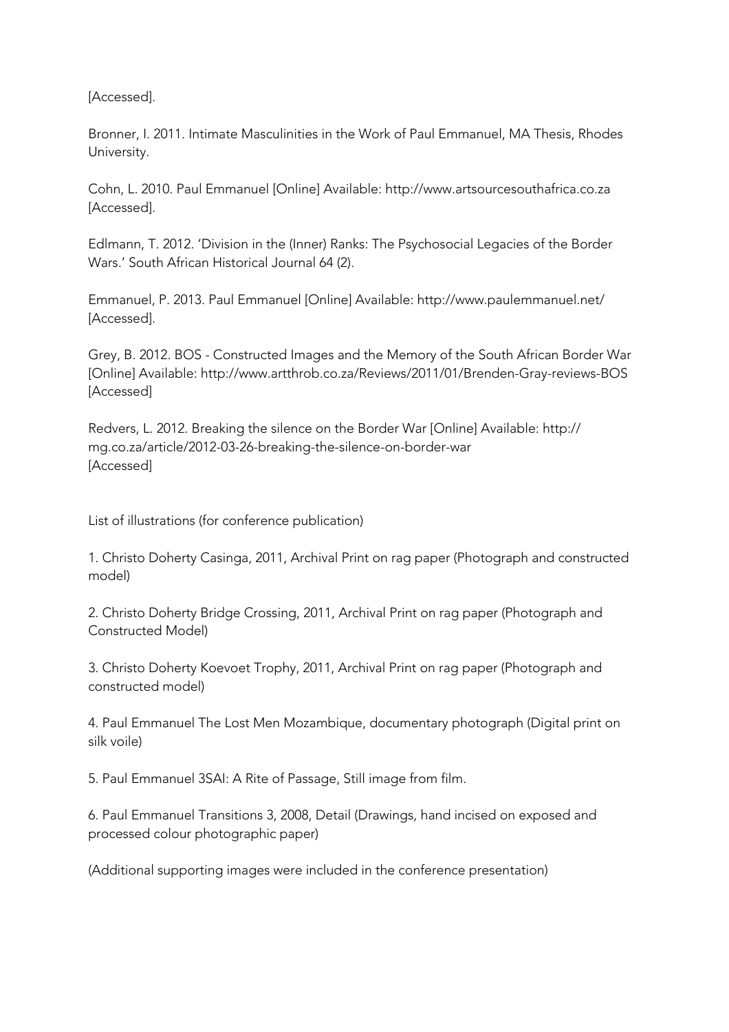[Accessed].

Bronner, I. 2011. Intimate Masculinities in the Work of Paul Emmanuel, MA Thesis, Rhodes University.

Cohn, L. 2010. Paul Emmanuel [Online] Available: http://www.artsourcesouthafrica.co.za [Accessed].

Edlmann, T. 2012. 'Division in the (Inner) Ranks: The Psychosocial Legacies of the Border Wars.' South African Historical Journal 64 (2).

Emmanuel, P. 2013. Paul Emmanuel [Online] Available: http://www.paulemmanuel.net/ [Accessed].

Grey, B. 2012. BOS - Constructed Images and the Memory of the South African Border War [Online] Available: http://www.artthrob.co.za/Reviews/2011/01/Brenden-Gray-reviews-BOS [Accessed]

Redvers, L. 2012. Breaking the silence on the Border War [Online] Available: http://mg.co.za/article/2012-03-26-breaking-the-silence-on-border-war [Accessed]

List of illustrations (for conference publication)

1. Christo Doherty Casinga, 2011, Archival Print on rag paper (Photograph and constructed model)

2. Christo Doherty Bridge Crossing, 2011, Archival Print on rag paper (Photograph and Constructed Model)

3. Christo Doherty Koevoet Trophy, 2011, Archival Print on rag paper (Photograph and constructed model)

4. Paul Emmanuel The Lost Men Mozambique, documentary photograph (Digital print on silk voile)

5. Paul Emmanuel 3SAI: A Rite of Passage, Still image from film.

6. Paul Emmanuel Transitions 3, 2008, Detail (Drawings, hand incised on exposed and processed colour photographic paper)

(Additional supporting images were included in the conference presentation)